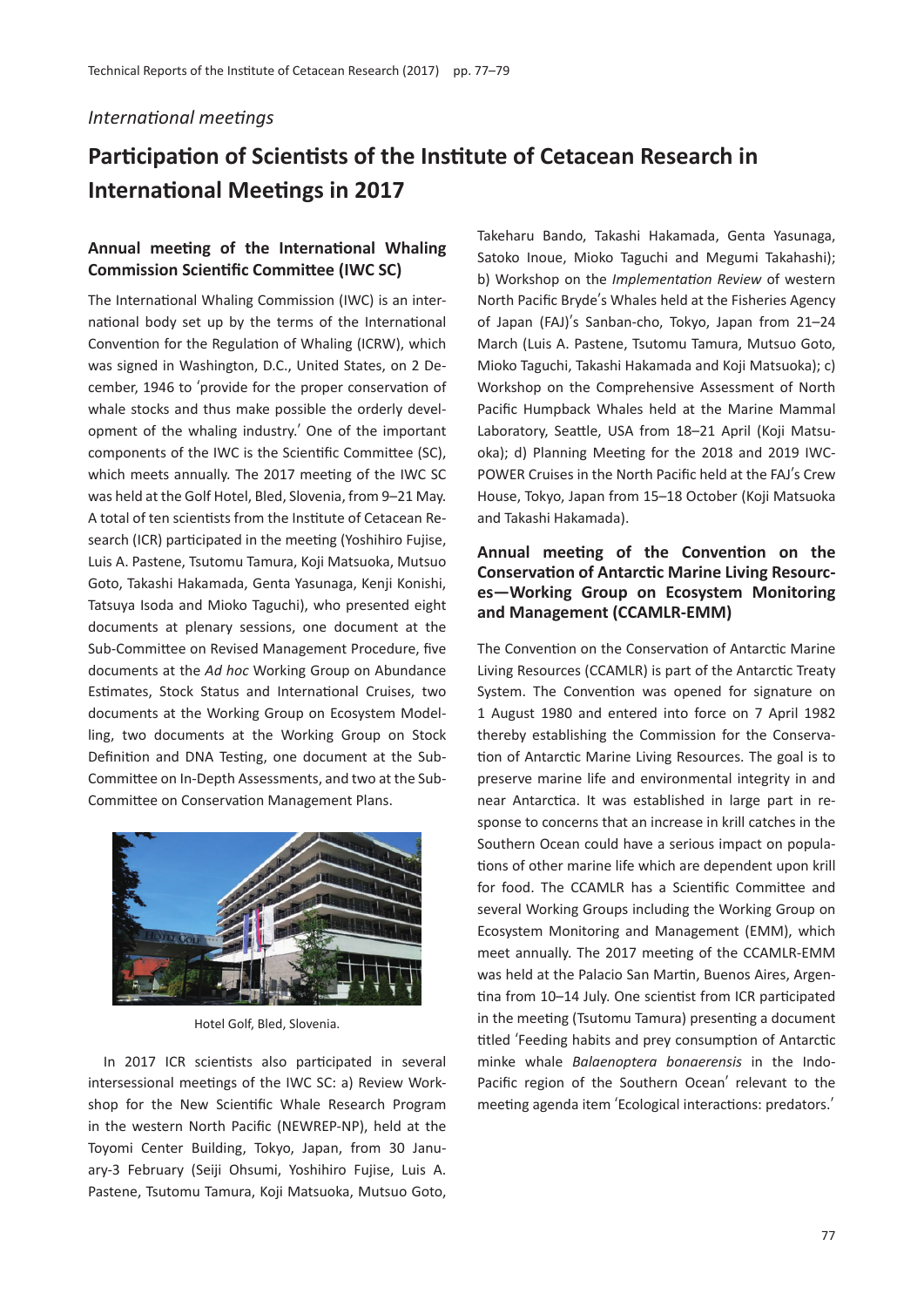*International meetings*

# Participation of Scientists of the Institute of Cetacean Research in International Meetings in 2017

## Annual meeting of the International Whaling Commission Scientific Committee (IWC SC)

The International Whaling Commission (IWC) is an international body set up by the terms of the International Convention for the Regulation of Whaling (ICRW), which was signed in Washington, D.C., United States, on 2 December, 1946 to 'provide for the proper conservation of whale stocks and thus make possible the orderly development of the whaling industry.' One of the important components of the IWC is the Scientific Committee (SC), which meets annually. The 2017 meeting of the IWC SC was held at the Golf Hotel, Bled, Slovenia, from 9–21 May. A total of ten scientists from the Institute of Cetacean Research (ICR) participated in the meeting (Yoshihiro Fujise, Luis A. Pastene, Tsutomu Tamura, Koji Matsuoka, Mutsuo Goto, Takashi Hakamada, Genta Yasunaga, Kenji Konishi, Tatsuya Isoda and Mioko Taguchi), who presented eight documents at plenary sessions, one document at the Sub-Committee on Revised Management Procedure, five documents at the *Ad hoc* Working Group on Abundance Estimates, Stock Status and International Cruises, two documents at the Working Group on Ecosystem Modelling, two documents at the Working Group on Stock Definition and DNA Testing, one document at the Sub-Committee on In-Depth Assessments, and two at the Sub-Committee on Conservation Management Plans.

Hotel Golf, Bled, Slovenia.

In 2017 ICR scientists also participated in several intersessional meetings of the IWC SC: a) Review Workshop for the New Scientific Whale Research Program in the western North Pacific (NEWREP-NP), held at the Toyomi Center Building, Tokyo, Japan, from 30 January-3 February (Seiji Ohsumi, Yoshihiro Fujise, Luis A. Pastene, Tsutomu Tamura, Koji Matsuoka, Mutsuo Goto, Takeharu Bando, Takashi Hakamada, Genta Yasunaga, Satoko Inoue, Mioko Taguchi and Megumi Takahashi); b) Workshop on the *Implementation Review* of western North Pacific Bryde's Whales held at the Fisheries Agency of Japan (FAJ)'s Sanban-cho, Tokyo, Japan from 21–24 March (Luis A. Pastene, Tsutomu Tamura, Mutsuo Goto, Mioko Taguchi, Takashi Hakamada and Koji Matsuoka); c) Workshop on the Comprehensive Assessment of North Pacific Humpback Whales held at the Marine Mammal Laboratory, Seattle, USA from 18–21 April (Koji Matsuoka); d) Planning Meeting for the 2018 and 2019 IWC-POWER Cruises in the North Pacific held at the FAJ's Crew House, Tokyo, Japan from 15–18 October (Koji Matsuoka and Takashi Hakamada).

## Annual meeting of the Convention on the Conservation of Antarctic Marine Living Resources—Working Group on Ecosystem Monitoring and Management (CCAMLR-EMM)

The Convention on the Conservation of Antarctic Marine Living Resources (CCAMLR) is part of the Antarctic Treaty System. The Convention was opened for signature on 1 August 1980 and entered into force on 7 April 1982 thereby establishing the Commission for the Conservation of Antarctic Marine Living Resources. The goal is to preserve marine life and environmental integrity in and near Antarctica. It was established in large part in response to concerns that an increase in krill catches in the Southern Ocean could have a serious impact on populations of other marine life which are dependent upon krill for food. The CCAMLR has a Scientific Committee and several Working Groups including the Working Group on Ecosystem Monitoring and Management (EMM), which meet annually. The 2017 meeting of the CCAMLR-EMM was held at the Palacio San Martin, Buenos Aires, Argentina from 10–14 July. One scientist from ICR participated in the meeting (Tsutomu Tamura) presenting a document titled 'Feeding habits and prey consumption of Antarctic minke whale *Balaenoptera bonaerensis* in the Indo-Pacific region of the Southern Ocean' relevant to the meeting agenda item 'Ecological interactions: predators.'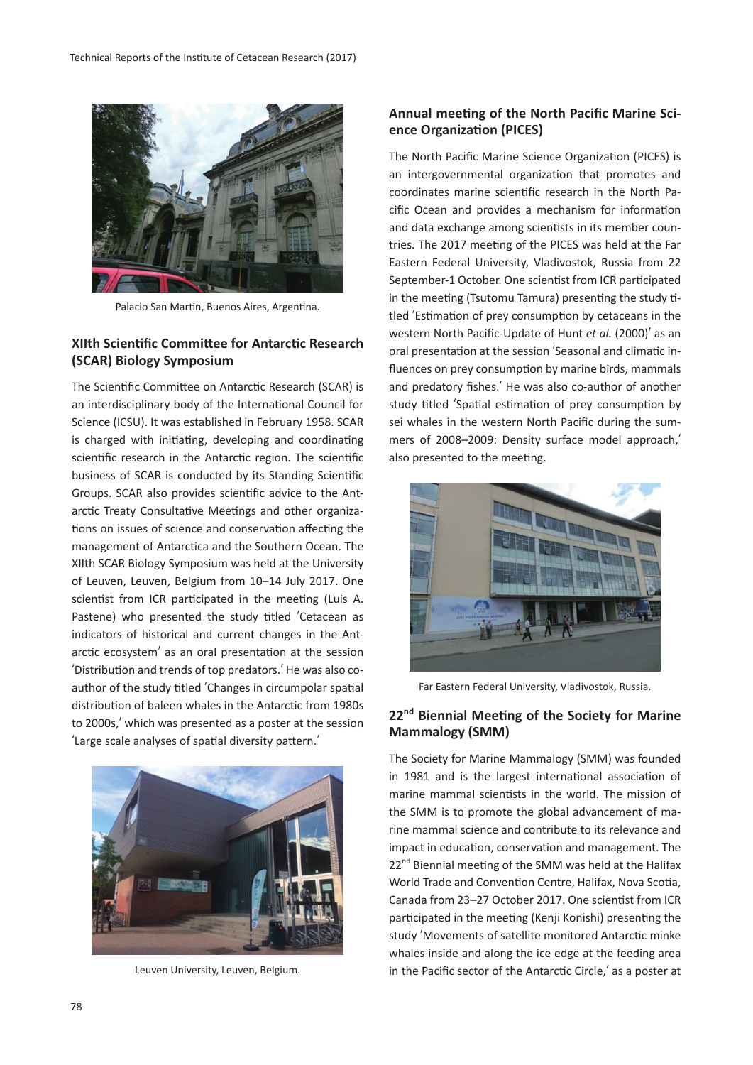Palacio San Martin, Buenos Aires, Argentina.

### XIIth Scientific Committee for Antarctic Research (SCAR) Biology Symposium

The Scientific Committee on Antarctic Research (SCAR) is an interdisciplinary body of the International Council for Science (ICSU). It was established in February 1958. SCAR is charged with initiating, developing and coordinating scientific research in the Antarctic region. The scientific business of SCAR is conducted by its Standing Scientific Groups. SCAR also provides scientific advice to the Antarctic Treaty Consultative Meetings and other organizations on issues of science and conservation affecting the management of Antarctica and the Southern Ocean. The XIIth SCAR Biology Symposium was held at the University of Leuven, Leuven, Belgium from 10–14 July 2017. One scientist from ICR participated in the meeting (Luis A. Pastene) who presented the study titled 'Cetacean as indicators of historical and current changes in the Antarctic ecosystem' as an oral presentation at the session 'Distribution and trends of top predators.' He was also co-author of the study titled 'Changes in circumpolar spatial distribution of baleen whales in the Antarctic from 1980s to 2000s,' which was presented as a poster at the session 'Large scale analyses of spatial diversity pattern.'

Leuven University, Leuven, Belgium.

### Annual meeting of the North Pacific Marine Science Organization (PICES)

The North Pacific Marine Science Organization (PICES) is an intergovernmental organization that promotes and coordinates marine scientific research in the North Pacific Ocean and provides a mechanism for information and data exchange among scientists in its member countries. The 2017 meeting of the PICES was held at the Far Eastern Federal University, Vladivostok, Russia from 22 September-1 October. One scientist from ICR participated in the meeting (Tsutomu Tamura) presenting the study titled 'Estimation of prey consumption by cetaceans in the western North Pacific-Update of Hunt *et al.* (2000)' as an oral presentation at the session 'Seasonal and climatic influences on prey consumption by marine birds, mammals and predatory fishes.' He was also co-author of another study titled 'Spatial estimation of prey consumption by sei whales in the western North Pacific during the summers of 2008–2009: Density surface model approach,' also presented to the meeting.

Far Eastern Federal University, Vladivostok, Russia.

### 22nd Biennial Meeting of the Society for Marine Mammalogy (SMM)

The Society for Marine Mammalogy (SMM) was founded in 1981 and is the largest international association of marine mammal scientists in the world. The mission of the SMM is to promote the global advancement of marine mammal science and contribute to its relevance and impact in education, conservation and management. The 22nd Biennial meeting of the SMM was held at the Halifax World Trade and Convention Centre, Halifax, Nova Scotia, Canada from 23–27 October 2017. One scientist from ICR participated in the meeting (Kenji Konishi) presenting the study 'Movements of satellite monitored Antarctic minke whales inside and along the ice edge at the feeding area in the Pacific sector of the Antarctic Circle,' as a poster at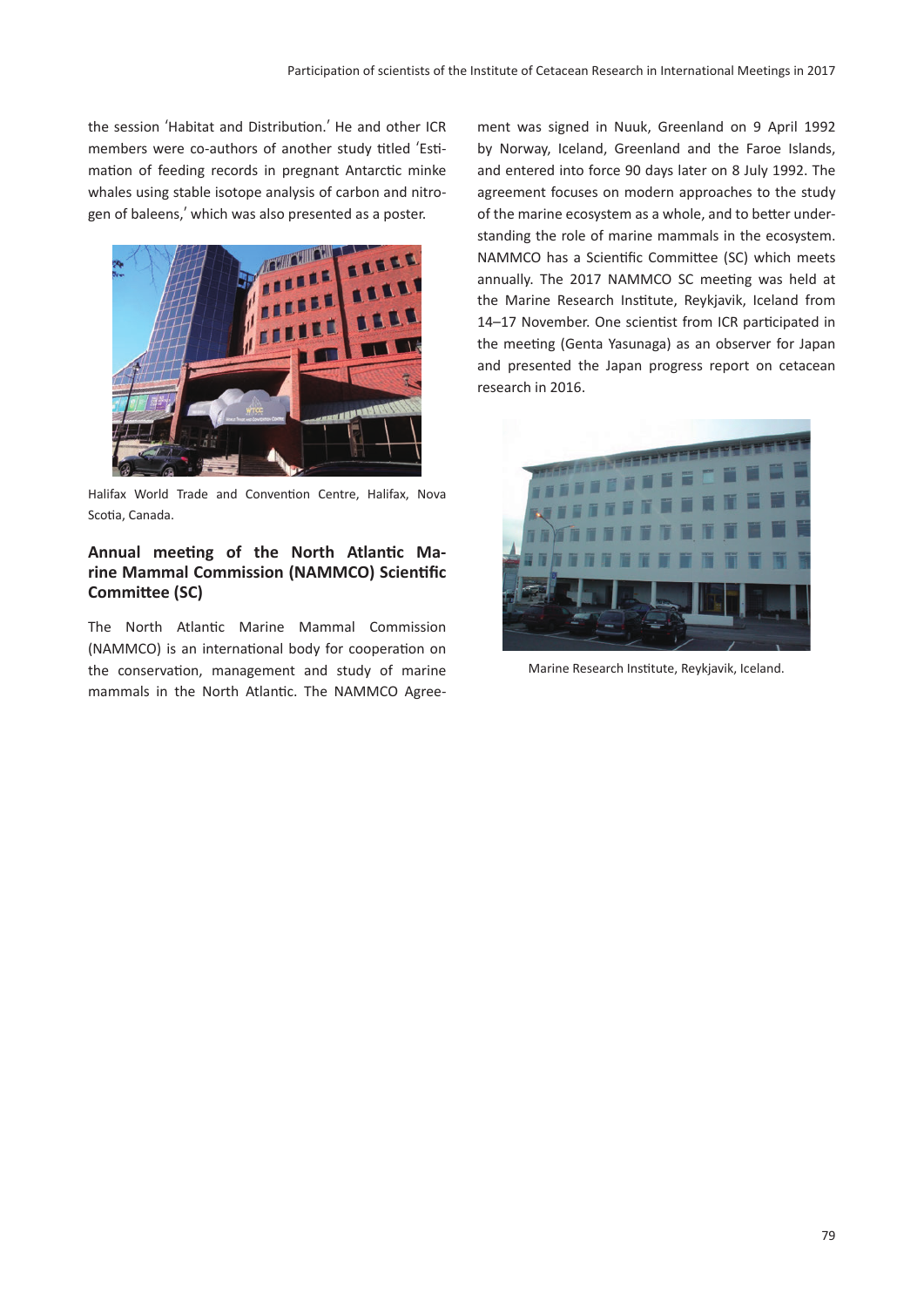the session 'Habitat and Distribution.' He and other ICR members were co-authors of another study titled 'Estimation of feeding records in pregnant Antarctic minke whales using stable isotope analysis of carbon and nitrogen of baleens,' which was also presented as a poster.

Halifax World Trade and Convention Centre, Halifax, Nova Scotia, Canada.

## Annual meeting of the North Atlantic Marine Mammal Commission (NAMMCO) Scientific Committee (SC)

The North Atlantic Marine Mammal Commission (NAMMCO) is an international body for cooperation on the conservation, management and study of marine mammals in the North Atlantic. The NAMMCO Agreement was signed in Nuuk, Greenland on 9 April 1992 by Norway, Iceland, Greenland and the Faroe Islands, and entered into force 90 days later on 8 July 1992. The agreement focuses on modern approaches to the study of the marine ecosystem as a whole, and to better understanding the role of marine mammals in the ecosystem. NAMMCO has a Scientific Committee (SC) which meets annually. The 2017 NAMMCO SC meeting was held at the Marine Research Institute, Reykjavik, Iceland from 14–17 November. One scientist from ICR participated in the meeting (Genta Yasunaga) as an observer for Japan and presented the Japan progress report on cetacean research in 2016.

Marine Research Institute, Reykjavik, Iceland.